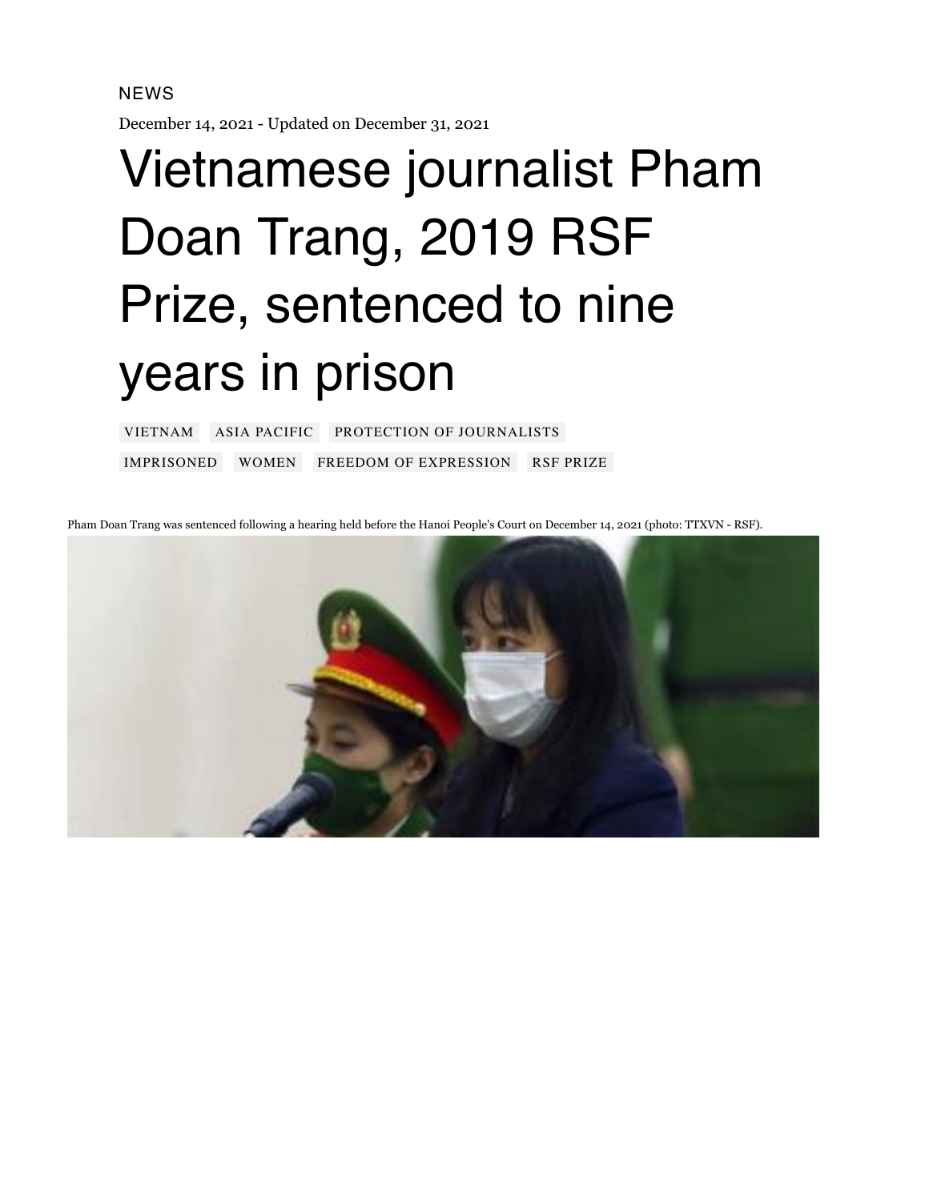NEWS

December 14, 2021 - Updated on December 31, 2021

# Vietnamese journalist Pham Doan Trang, 2019 RSF Prize, sentenced to nine years in prison

VIETNAM ASIA PACIFIC PROTECTION OF JOURNALISTS

IMPRISONED WOMEN FREEDOM OF EXPRESSION RSF PRIZE

Pham Doan Trang was sentenced following a hearing held before the Hanoi People's Court on December 14, 2021 (photo: TTXVN - RSF).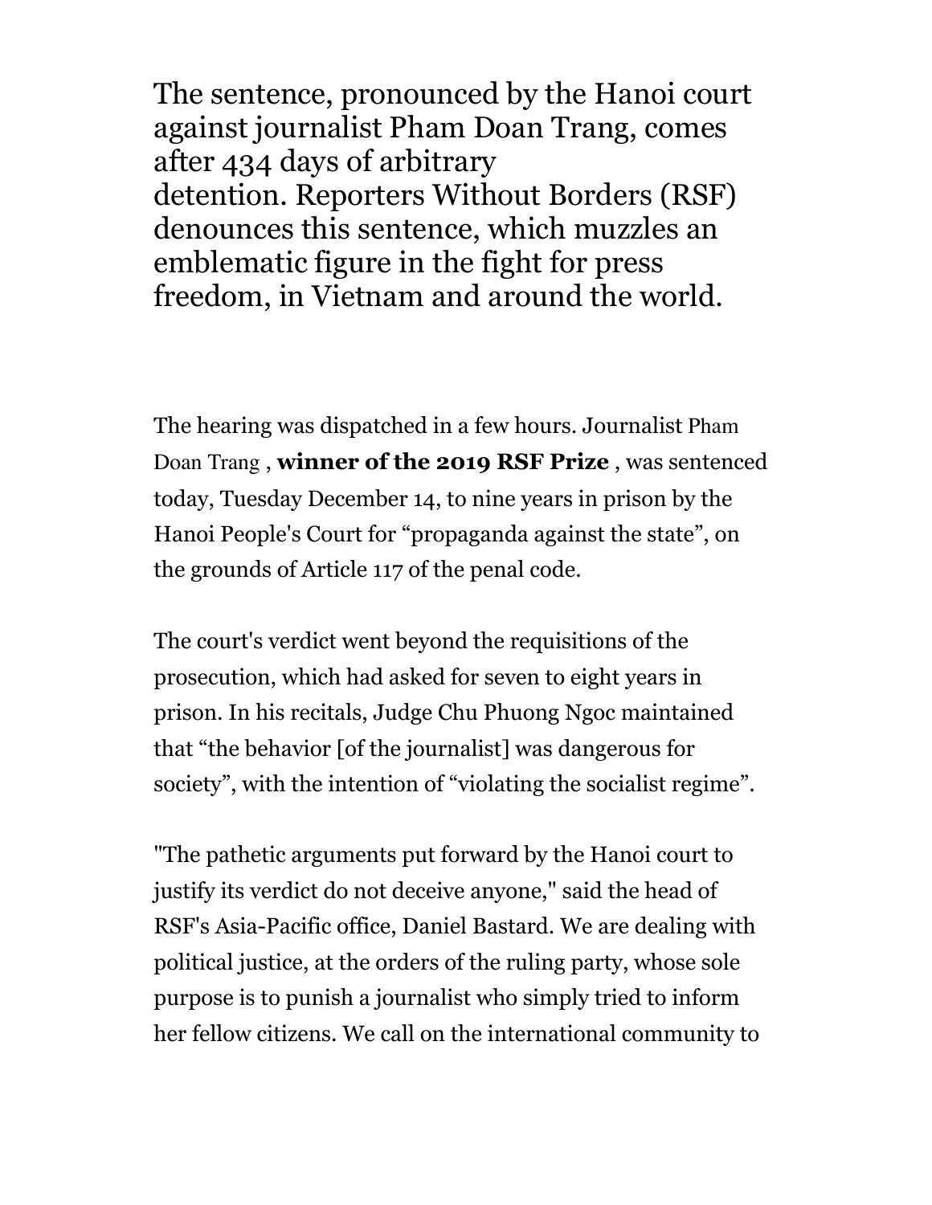The sentence, pronounced by the Hanoi court against journalist Pham Doan Trang, comes after 434 days of arbitrary detention. Reporters Without Borders (RSF) denounces this sentence, which muzzles an emblematic figure in the fight for press freedom, in Vietnam and around the world.

The hearing was dispatched in a few hours. Journalist Pham Doan Trang , **winner of the 2019 RSF Prize** , was sentenced today, Tuesday December 14, to nine years in prison by the Hanoi People's Court for “propaganda against the state”, on the grounds of Article 117 of the penal code.

The court's verdict went beyond the requisitions of the prosecution, which had asked for seven to eight years in prison. In his recitals, Judge Chu Phuong Ngoc maintained that “the behavior [of the journalist] was dangerous for society”, with the intention of “violating the socialist regime”.

"The pathetic arguments put forward by the Hanoi court to justify its verdict do not deceive anyone," said the head of RSF's Asia-Pacific office, Daniel Bastard. We are dealing with political justice, at the orders of the ruling party, whose sole purpose is to punish a journalist who simply tried to inform her fellow citizens. We call on the international community to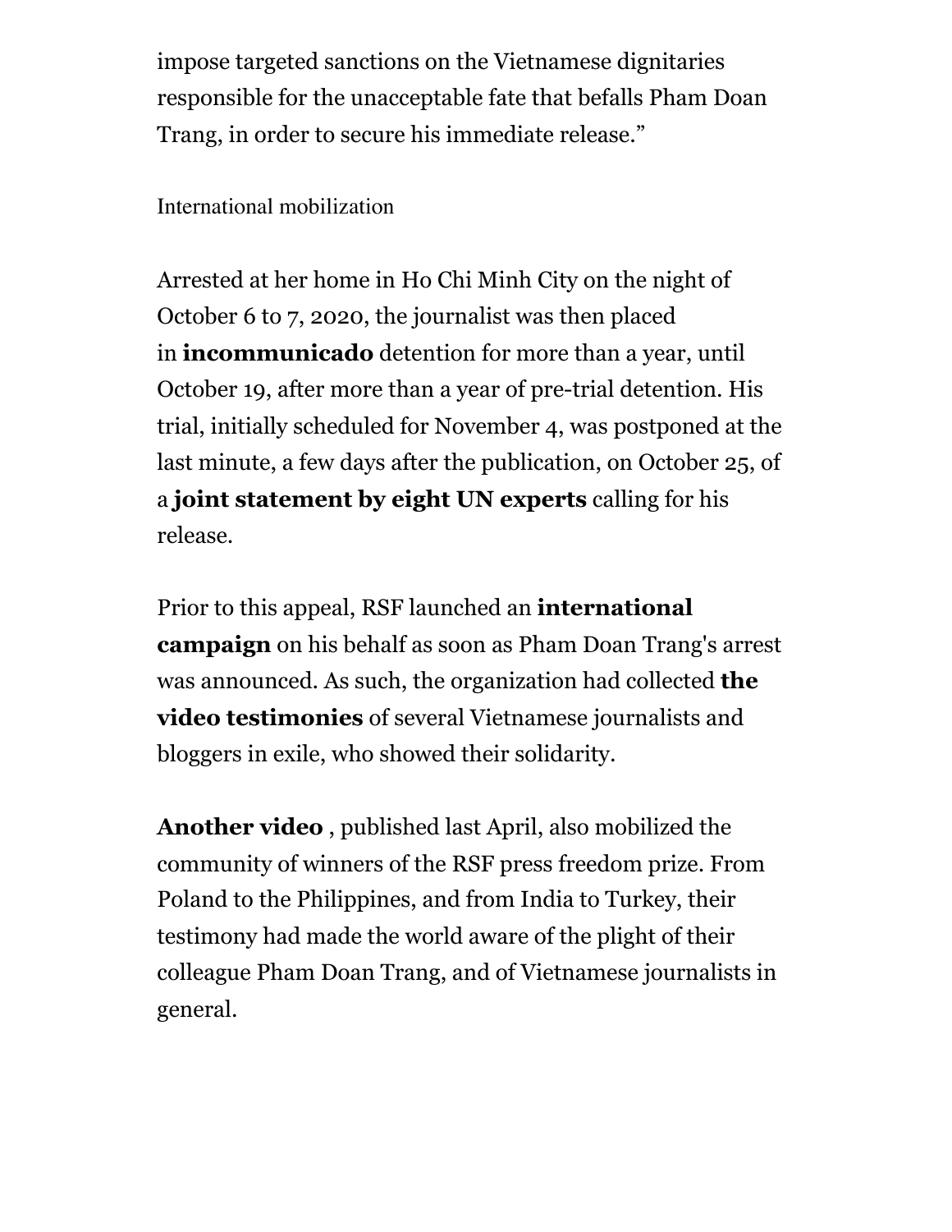impose targeted sanctions on the Vietnamese dignitaries responsible for the unacceptable fate that befalls Pham Doan Trang, in order to secure his immediate release."

## International mobilization

Arrested at her home in Ho Chi Minh City on the night of October 6 to 7, 2020, the journalist was then placed in **incommunicado** detention for more than a year, until October 19, after more than a year of pre-trial detention. His trial, initially scheduled for November 4, was postponed at the last minute, a few days after the publication, on October 25, of a **joint statement by eight UN experts** calling for his release.

Prior to this appeal, RSF launched an **international campaign** on his behalf as soon as Pham Doan Trang's arrest was announced. As such, the organization had collected **the video testimonies** of several Vietnamese journalists and bloggers in exile, who showed their solidarity.

**Another video** , published last April, also mobilized the community of winners of the RSF press freedom prize. From Poland to the Philippines, and from India to Turkey, their testimony had made the world aware of the plight of their colleague Pham Doan Trang, and of Vietnamese journalists in general.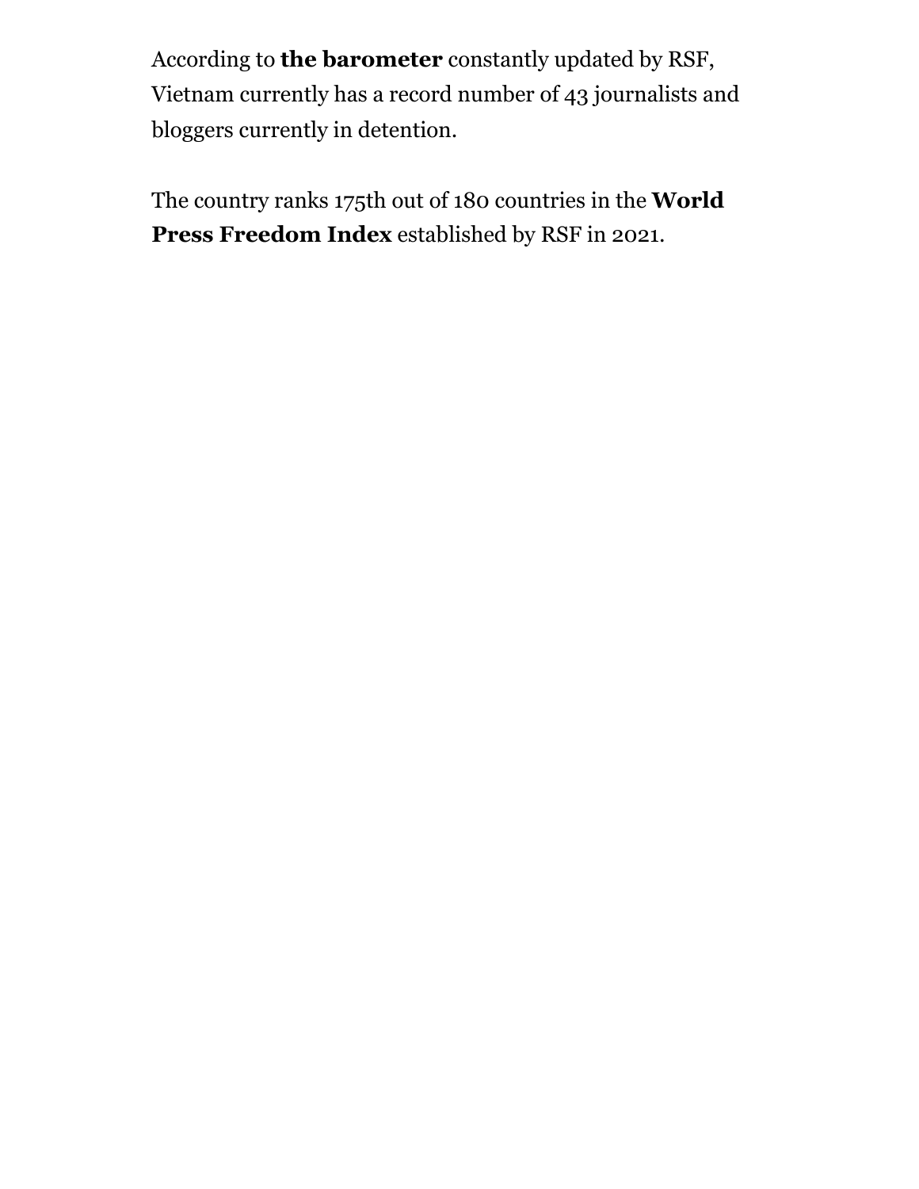According to **the barometer** constantly updated by RSF, Vietnam currently has a record number of 43 journalists and bloggers currently in detention.

The country ranks 175th out of 180 countries in the **World Press Freedom Index** established by RSF in 2021.